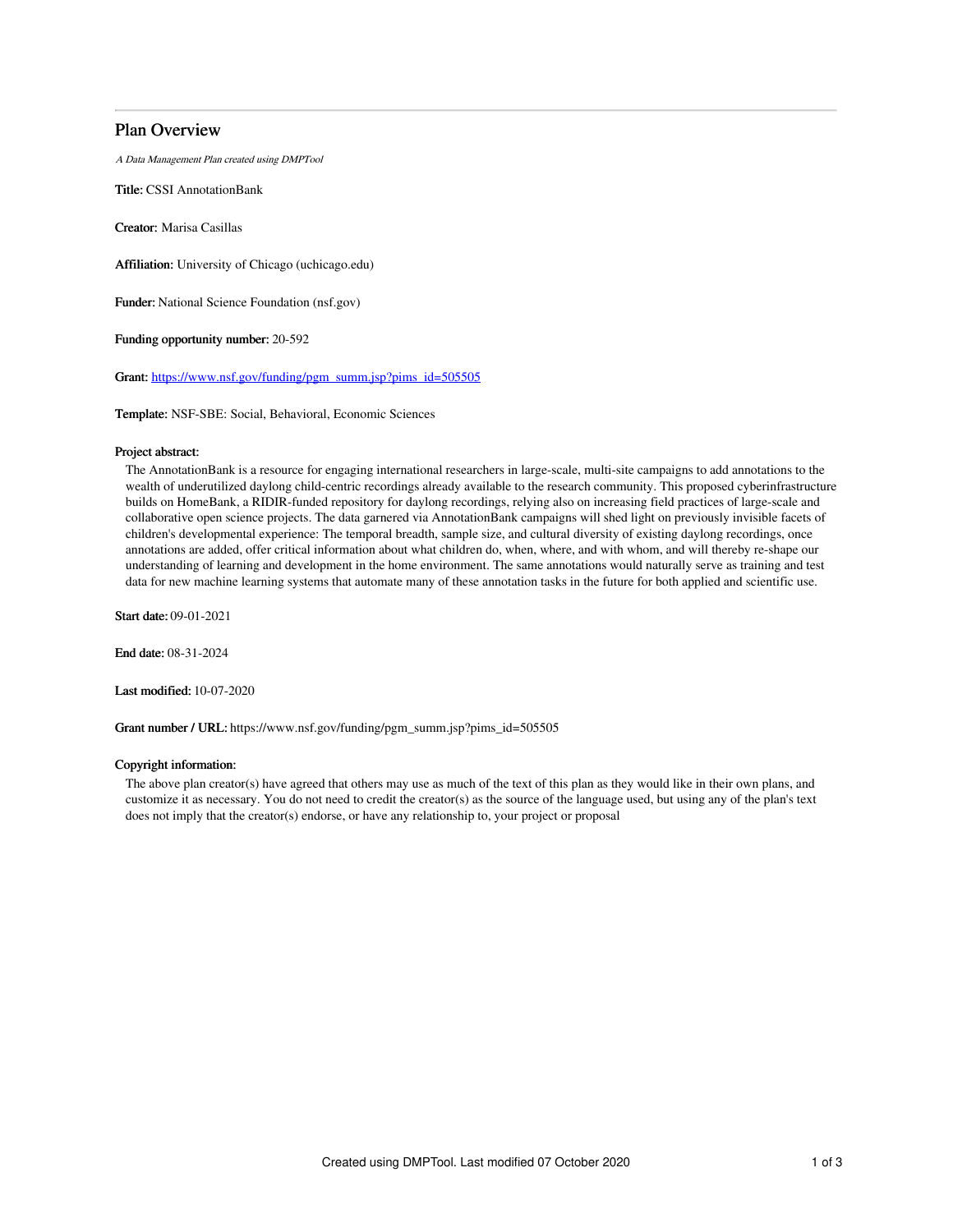# Plan Overview

*A Data Management Plan created using DMPTool*

**Title:** CSSI AnnotationBank

**Creator:** Marisa Casillas

**Affiliation:** University of Chicago (uchicago.edu)

**Funder:** National Science Foundation (nsf.gov)

**Funding opportunity number:** 20-592

**Grant:** [https://www.nsf.gov/funding/pgm_summ.jsp?pims_id=505505](https://www.nsf.gov/funding/pgm_summ.jsp?pims_id=505505)

**Template:** NSF-SBE: Social, Behavioral, Economic Sciences

**Project abstract:**

The AnnotationBank is a resource for engaging international researchers in large-scale, multi-site campaigns to add annotations to the wealth of underutilized daylong child-centric recordings already available to the research community. This proposed cyberinfrastructure builds on HomeBank, a RIDIR-funded repository for daylong recordings, relying also on increasing field practices of large-scale and collaborative open science projects. The data garnered via AnnotationBank campaigns will shed light on previously invisible facets of children's developmental experience: The temporal breadth, sample size, and cultural diversity of existing daylong recordings, once annotations are added, offer critical information about what children do, when, where, and with whom, and will thereby re-shape our understanding of learning and development in the home environment. The same annotations would naturally serve as training and test data for new machine learning systems that automate many of these annotation tasks in the future for both applied and scientific use.

**Start date:** 09-01-2021

**End date:** 08-31-2024

**Last modified:** 10-07-2020

**Grant number / URL:** https://www.nsf.gov/funding/pgm_summ.jsp?pims_id=505505

**Copyright information:**

The above plan creator(s) have agreed that others may use as much of the text of this plan as they would like in their own plans, and customize it as necessary. You do not need to credit the creator(s) as the source of the language used, but using any of the plan's text does not imply that the creator(s) endorse, or have any relationship to, your project or proposal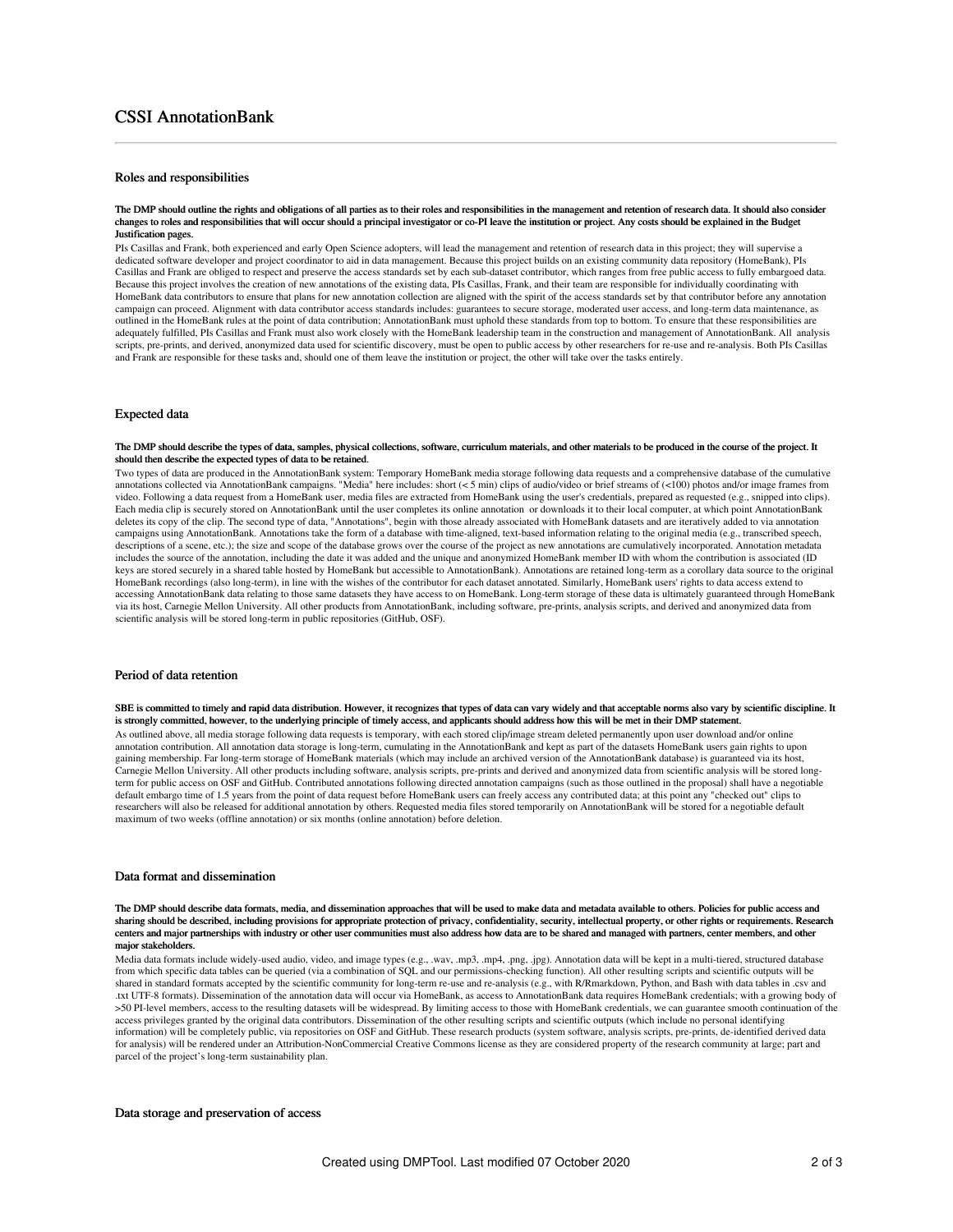# CSSI AnnotationBank

## Roles and responsibilities

**The DMP should outline the rights and obligations of all parties as to their roles and responsibilities in the management and retention of research data. It should also consider changes to roles and responsibilities that will occur should a principal investigator or co-PI leave the institution or project. Any costs should be explained in the Budget Justification pages.**

PIs Casillas and Frank, both experienced and early Open Science adopters, will lead the management and retention of research data in this project; they will supervise a dedicated software developer and project coordinator to aid in data management. Because this project builds on an existing community data repository (HomeBank), PIs Casillas and Frank are obliged to respect and preserve the access standards set by each sub-dataset contributor, which ranges from free public access to fully embargoed data. Because this project involves the creation of new annotations of the existing data, PIs Casillas, Frank, and their team are responsible for individually coordinating with HomeBank data contributors to ensure that plans for new annotation collection are aligned with the spirit of the access standards set by that contributor before any annotation campaign can proceed. Alignment with data contributor access standards includes: guarantees to secure storage, moderated user access, and long-term data maintenance, as outlined in the HomeBank rules at the point of data contribution; AnnotationBank must uphold these standards from top to bottom. To ensure that these responsibilities are adequately fulfilled, PIs Casillas and Frank must also work closely with the HomeBank leadership team in the construction and management of AnnotationBank. All analysis scripts, pre-prints, and derived, anonymized data used for scientific discovery, must be open to public access by other researchers for re-use and re-analysis. Both PIs Casillas and Frank are responsible for these tasks and, should one of them leave the institution or project, the other will take over the tasks entirely.

## Expected data

**The DMP should describe the types of data, samples, physical collections, software, curriculum materials, and other materials to be produced in the course of the project. It should then describe the expected types of data to be retained.**

Two types of data are produced in the AnnotationBank system: Temporary HomeBank media storage following data requests and a comprehensive database of the cumulative annotations collected via AnnotationBank campaigns. "Media" here includes: short (< 5 min) clips of audio/video or brief streams of (<100) photos and/or image frames from video. Following a data request from a HomeBank user, media files are extracted from HomeBank using the user's credentials, prepared as requested (e.g., snipped into clips). Each media clip is securely stored on AnnotationBank until the user completes its online annotation or downloads it to their local computer, at which point AnnotationBank deletes its copy of the clip. The second type of data, "Annotations", begin with those already associated with HomeBank datasets and are iteratively added to via annotation campaigns using AnnotationBank. Annotations take the form of a database with time-aligned, text-based information relating to the original media (e.g., transcribed speech, descriptions of a scene, etc.); the size and scope of the database grows over the course of the project as new annotations are cumulatively incorporated. Annotation metadata includes the source of the annotation, including the date it was added and the unique and anonymized HomeBank member ID with whom the contribution is associated (ID keys are stored securely in a shared table hosted by HomeBank but accessible to AnnotationBank). Annotations are retained long-term as a corollary data source to the original HomeBank recordings (also long-term), in line with the wishes of the contributor for each dataset annotated. Similarly, HomeBank users' rights to data access extend to accessing AnnotationBank data relating to those same datasets they have access to on HomeBank. Long-term storage of these data is ultimately guaranteed through HomeBank via its host, Carnegie Mellon University. All other products from AnnotationBank, including software, pre-prints, analysis scripts, and derived and anonymized data from scientific analysis will be stored long-term in public repositories (GitHub, OSF).

## Period of data retention

**SBE is committed to timely and rapid data distribution. However, it recognizes that types of data can vary widely and that acceptable norms also vary by scientific discipline. It is strongly committed, however, to the underlying principle of timely access, and applicants should address how this will be met in their DMP statement.**

As outlined above, all media storage following data requests is temporary, with each stored clip/image stream deleted permanently upon user download and/or online annotation contribution. All annotation data storage is long-term, cumulating in the AnnotationBank and kept as part of the datasets HomeBank users gain rights to upon gaining membership. Far long-term storage of HomeBank materials (which may include an archived version of the AnnotationBank database) is guaranteed via its host, Carnegie Mellon University. All other products including software, analysis scripts, pre-prints and derived and anonymized data from scientific analysis will be stored long-term for public access on OSF and GitHub. Contributed annotations following directed annotation campaigns (such as those outlined in the proposal) shall have a negotiable default embargo time of 1.5 years from the point of data request before HomeBank users can freely access any contributed data; at this point any "checked out" clips to researchers will also be released for additional annotation by others. Requested media files stored temporarily on AnnotationBank will be stored for a negotiable default maximum of two weeks (offline annotation) or six months (online annotation) before deletion.

## Data format and dissemination

**The DMP should describe data formats, media, and dissemination approaches that will be used to make data and metadata available to others. Policies for public access and sharing should be described, including provisions for appropriate protection of privacy, confidentiality, security, intellectual property, or other rights or requirements. Research centers and major partnerships with industry or other user communities must also address how data are to be shared and managed with partners, center members, and other major stakeholders.**

Media data formats include widely-used audio, video, and image types (e.g., .wav, .mp3, .mp4, .png, .jpg). Annotation data will be kept in a multi-tiered, structured database from which specific data tables can be queried (via a combination of SQL and our permissions-checking function). All other resulting scripts and scientific outputs will be shared in standard formats accepted by the scientific community for long-term re-use and re-analysis (e.g., with R/Rmarkdown, Python, and Bash with data tables in .csv and .txt UTF-8 formats). Dissemination of the annotation data will occur via HomeBank, as access to AnnotationBank data requires HomeBank credentials; with a growing body of >50 PI-level members, access to the resulting datasets will be widespread. By limiting access to those with HomeBank credentials, we can guarantee smooth continuation of the access privileges granted by the original data contributors. Dissemination of the other resulting scripts and scientific outputs (which include no personal identifying information) will be completely public, via repositories on OSF and GitHub. These research products (system software, analysis scripts, pre-prints, de-identified derived data for analysis) will be rendered under an Attribution-NonCommercial Creative Commons license as they are considered property of the research community at large; part and parcel of the project's long-term sustainability plan.

## Data storage and preservation of access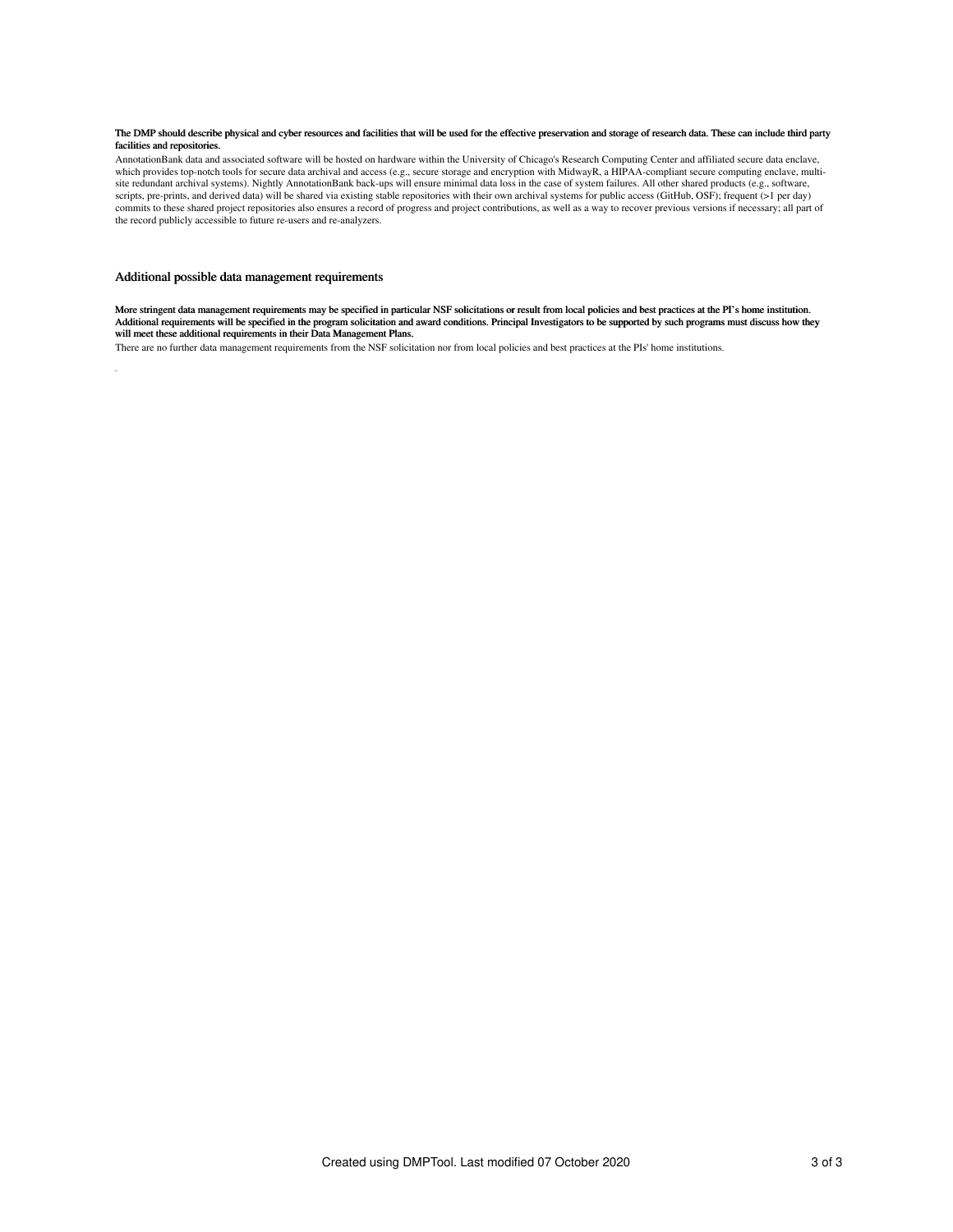**The DMP should describe physical and cyber resources and facilities that will be used for the effective preservation and storage of research data. These can include third party facilities and repositories.**

AnnotationBank data and associated software will be hosted on hardware within the University of Chicago's Research Computing Center and affiliated secure data enclave, which provides top-notch tools for secure data archival and access (e.g., secure storage and encryption with MidwayR, a HIPAA-compliant secure computing enclave, multi-site redundant archival systems). Nightly AnnotationBank back-ups will ensure minimal data loss in the case of system failures. All other shared products (e.g., software, scripts, pre-prints, and derived data) will be shared via existing stable repositories with their own archival systems for public access (GitHub, OSF); frequent (>1 per day) commits to these shared project repositories also ensures a record of progress and project contributions, as well as a way to recover previous versions if necessary; all part of the record publicly accessible to future re-users and re-analyzers.

## Additional possible data management requirements

**More stringent data management requirements may be specified in particular NSF solicitations or result from local policies and best practices at the PI's home institution. Additional requirements will be specified in the program solicitation and award conditions. Principal Investigators to be supported by such programs must discuss how they will meet these additional requirements in their Data Management Plans.**

There are no further data management requirements from the NSF solicitation nor from local policies and best practices at the PIs' home institutions.